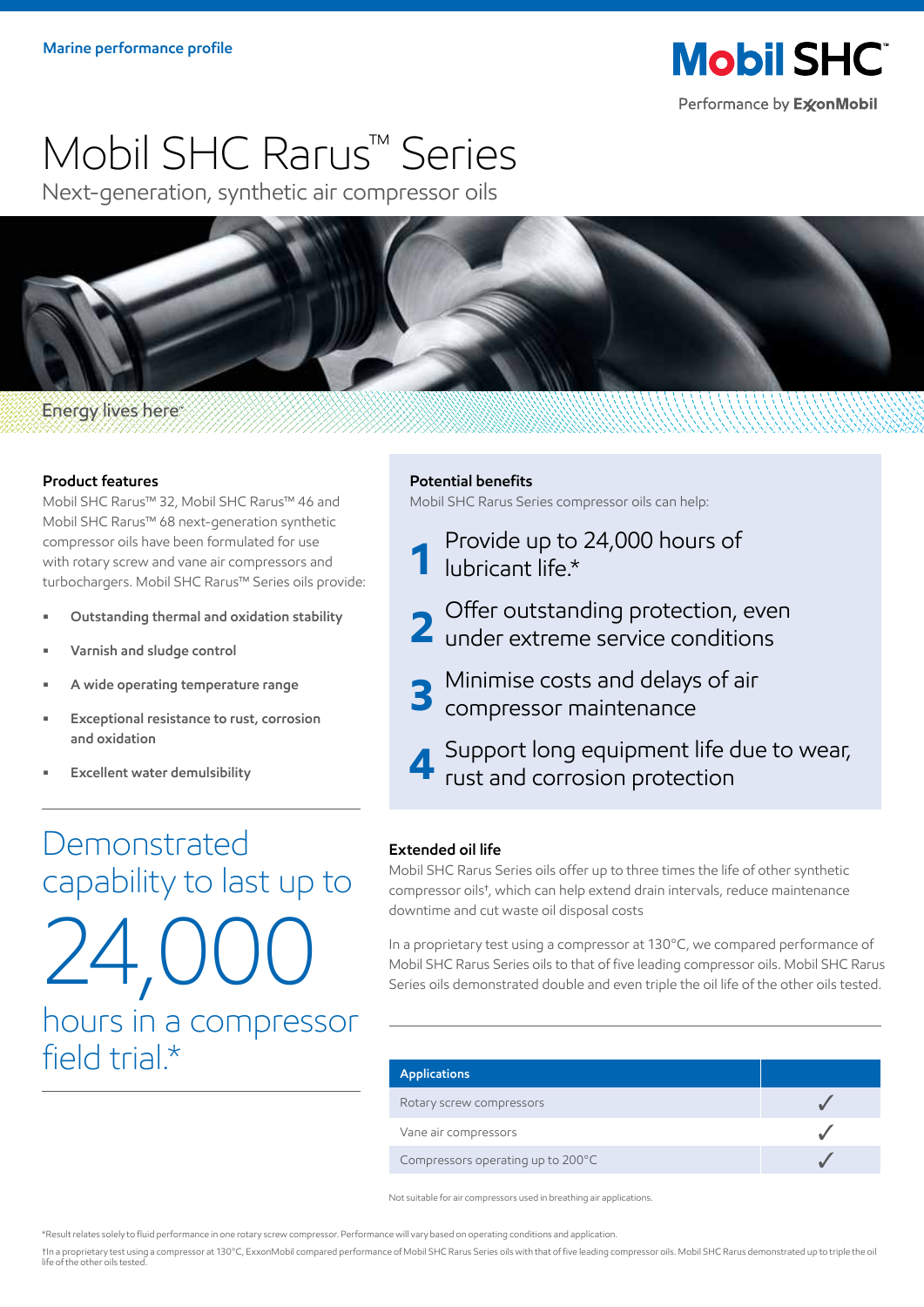Marine performance profile

Mobil SHC™

Performance by ExxonMobil

# Mobil SHC Rarus™ Series

Next-generation, synthetic air compressor oils

Energy lives here™

### Product features

Mobil SHC Rarus™ 32, Mobil SHC Rarus™ 46 and Mobil SHC Rarus™ 68 next-generation synthetic compressor oils have been formulated for use with rotary screw and vane air compressors and turbochargers. Mobil SHC Rarus™ Series oils provide:

- **Outstanding thermal and oxidation stability**
- **Varnish and sludge control**
- **A wide operating temperature range**
- **Exceptional resistance to rust, corrosion and oxidation**
- **Excellent water demulsibility**

Demonstrated capability to last up to

**24,000**

hours in a compressor field trial.*

### Potential benefits

Mobil SHC Rarus Series compressor oils can help:

1. Provide up to 24,000 hours of lubricant life.*
2. Offer outstanding protection, even under extreme service conditions
3. Minimise costs and delays of air compressor maintenance
4. Support long equipment life due to wear, rust and corrosion protection

### Extended oil life

Mobil SHC Rarus Series oils offer up to three times the life of other synthetic compressor oils†, which can help extend drain intervals, reduce maintenance downtime and cut waste oil disposal costs

In a proprietary test using a compressor at 130°C, we compared performance of Mobil SHC Rarus Series oils to that of five leading compressor oils. Mobil SHC Rarus Series oils demonstrated double and even triple the oil life of the other oils tested.

| Applications | |
|---|---|
| Rotary screw compressors | ✓ |
| Vane air compressors | ✓ |
| Compressors operating up to 200°C | ✓ |

Not suitable for air compressors used in breathing air applications.

*Result relates solely to fluid performance in one rotary screw compressor. Performance will vary based on operating conditions and application.

†In a proprietary test using a compressor at 130°C, ExxonMobil compared performance of Mobil SHC Rarus Series oils with that of five leading compressor oils. Mobil SHC Rarus demonstrated up to triple the oil life of the other oils tested.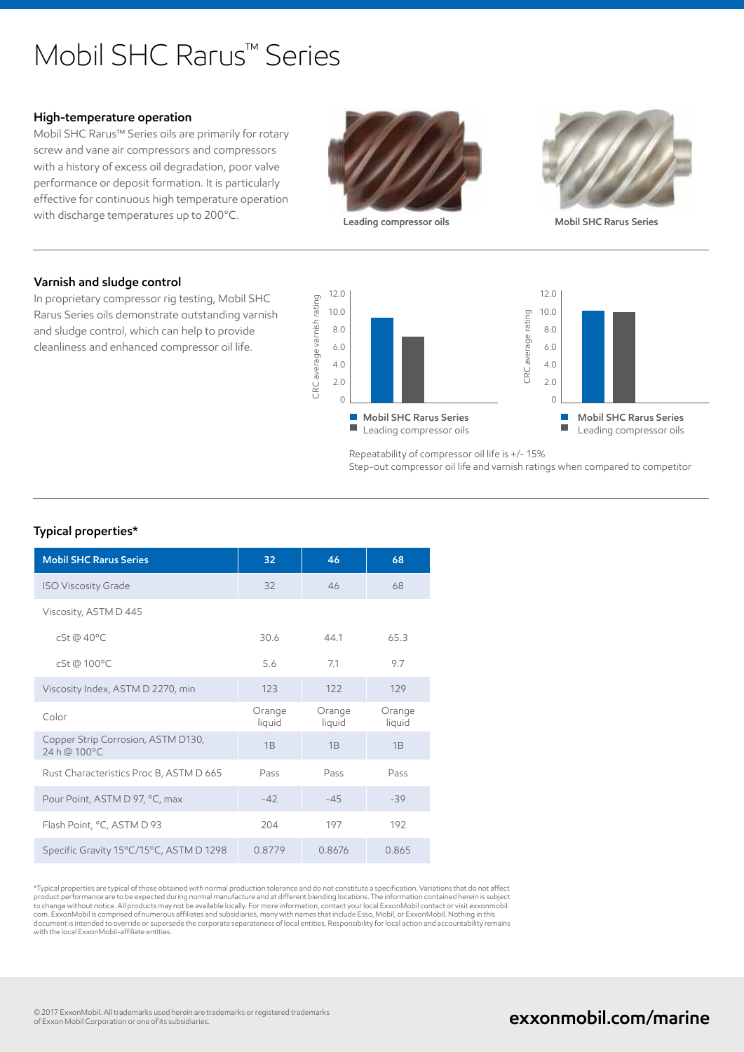# Mobil SHC Rarus™ Series

### High-temperature operation

Mobil SHC Rarus™ Series oils are primarily for rotary screw and vane air compressors and compressors with a history of excess oil degradation, poor valve performance or deposit formation. It is particularly effective for continuous high temperature operation with discharge temperatures up to 200°C.

Leading compressor oils

Mobil SHC Rarus Series

### Varnish and sludge control

In proprietary compressor rig testing, Mobil SHC Rarus Series oils demonstrate outstanding varnish and sludge control, which can help to provide cleanliness and enhanced compressor oil life.

CRC average varnish rating

12.0
10.0
8.0
6.0
4.0
2.0
0

Mobil SHC Rarus Series
Leading compressor oils

CRC average rating

12.0
10.0
8.0
6.0
4.0
2.0
0

Mobil SHC Rarus Series
Leading compressor oils

Repeatability of compressor oil life is +/- 15%
Step-out compressor oil life and varnish ratings when compared to competitor

### Typical properties*

| Mobil SHC Rarus Series | 32 | 46 | 68 |
|---|---|---|---|
| ISO Viscosity Grade | 32 | 46 | 68 |
| Viscosity, ASTM D 445 | | | |
| cSt @ 40°C | 30.6 | 44.1 | 65.3 |
| cSt @ 100°C | 5.6 | 7.1 | 9.7 |
| Viscosity Index, ASTM D 2270, min | 123 | 122 | 129 |
| Color | Orange liquid | Orange liquid | Orange liquid |
| Copper Strip Corrosion, ASTM D130, 24 h @ 100°C | 1B | 1B | 1B |
| Rust Characteristics Proc B, ASTM D 665 | Pass | Pass | Pass |
| Pour Point, ASTM D 97, °C, max | -42 | -45 | -39 |
| Flash Point, °C, ASTM D 93 | 204 | 197 | 192 |
| Specific Gravity 15°C/15°C, ASTM D 1298 | 0.8779 | 0.8676 | 0.865 |

*Typical properties are typical of those obtained with normal production tolerance and do not constitute a specification. Variations that do not affect product performance are to be expected during normal manufacture and at different blending locations. The information contained herein is subject to change without notice. All products may not be available locally. For more information, contact your local ExxonMobil contact or visit exxonmobil.com. ExxonMobil is comprised of numerous affiliates and subsidiaries, many with names that include Esso, Mobil, or ExxonMobil. Nothing in this document is intended to override or supersede the corporate separateness of local entities. Responsibility for local action and accountability remains with the local ExxonMobil-affiliate entities.

© 2017 ExxonMobil. All trademarks used herein are trademarks or registered trademarks of Exxon Mobil Corporation or one of its subsidiaries.

**exxonmobil.com/marine**